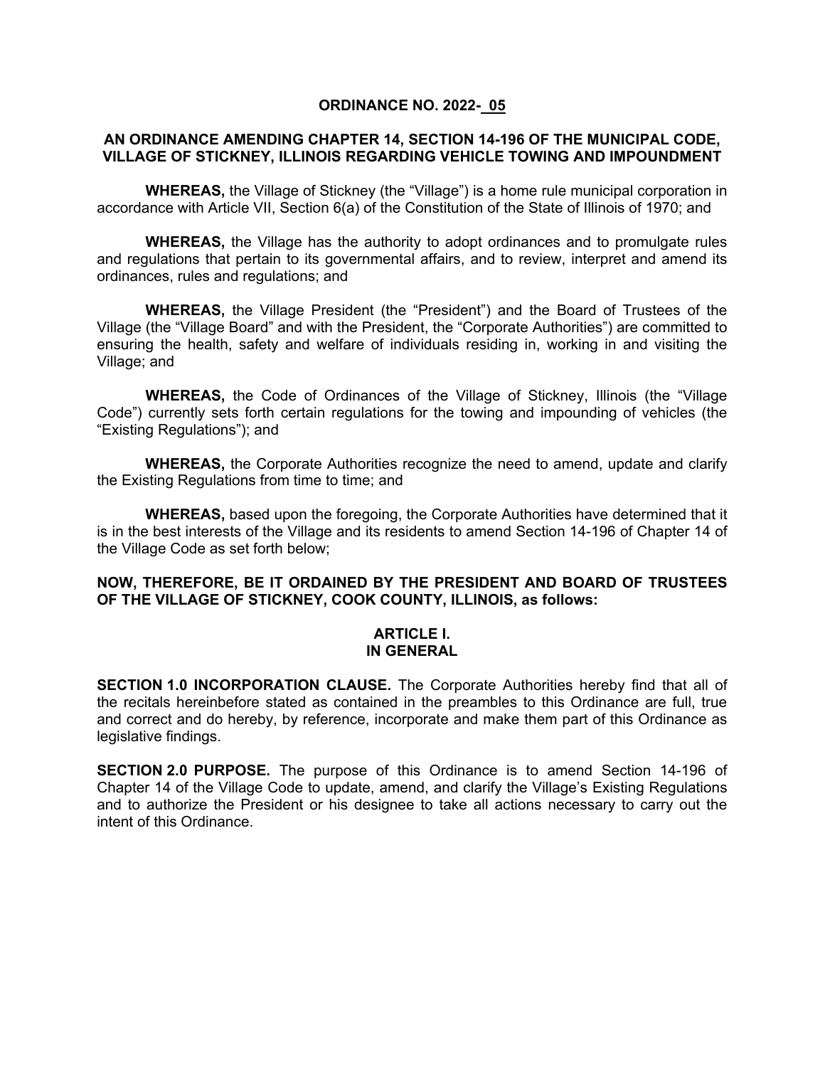# ORDINANCE NO. 2022- 05

## AN ORDINANCE AMENDING CHAPTER 14, SECTION 14-196 OF THE MUNICIPAL CODE, VILLAGE OF STICKNEY, ILLINOIS REGARDING VEHICLE TOWING AND IMPOUNDMENT

**WHEREAS,** the Village of Stickney (the "Village") is a home rule municipal corporation in accordance with Article VII, Section 6(a) of the Constitution of the State of Illinois of 1970; and

**WHEREAS,** the Village has the authority to adopt ordinances and to promulgate rules and regulations that pertain to its governmental affairs, and to review, interpret and amend its ordinances, rules and regulations; and

**WHEREAS,** the Village President (the "President") and the Board of Trustees of the Village (the "Village Board" and with the President, the "Corporate Authorities") are committed to ensuring the health, safety and welfare of individuals residing in, working in and visiting the Village; and

**WHEREAS,** the Code of Ordinances of the Village of Stickney, Illinois (the "Village Code") currently sets forth certain regulations for the towing and impounding of vehicles (the "Existing Regulations"); and

**WHEREAS,** the Corporate Authorities recognize the need to amend, update and clarify the Existing Regulations from time to time; and

**WHEREAS,** based upon the foregoing, the Corporate Authorities have determined that it is in the best interests of the Village and its residents to amend Section 14-196 of Chapter 14 of the Village Code as set forth below;

**NOW, THEREFORE, BE IT ORDAINED BY THE PRESIDENT AND BOARD OF TRUSTEES OF THE VILLAGE OF STICKNEY, COOK COUNTY, ILLINOIS, as follows:**

## ARTICLE I.
## IN GENERAL

**SECTION 1.0 INCORPORATION CLAUSE.** The Corporate Authorities hereby find that all of the recitals hereinbefore stated as contained in the preambles to this Ordinance are full, true and correct and do hereby, by reference, incorporate and make them part of this Ordinance as legislative findings.

**SECTION 2.0 PURPOSE.** The purpose of this Ordinance is to amend Section 14-196 of Chapter 14 of the Village Code to update, amend, and clarify the Village's Existing Regulations and to authorize the President or his designee to take all actions necessary to carry out the intent of this Ordinance.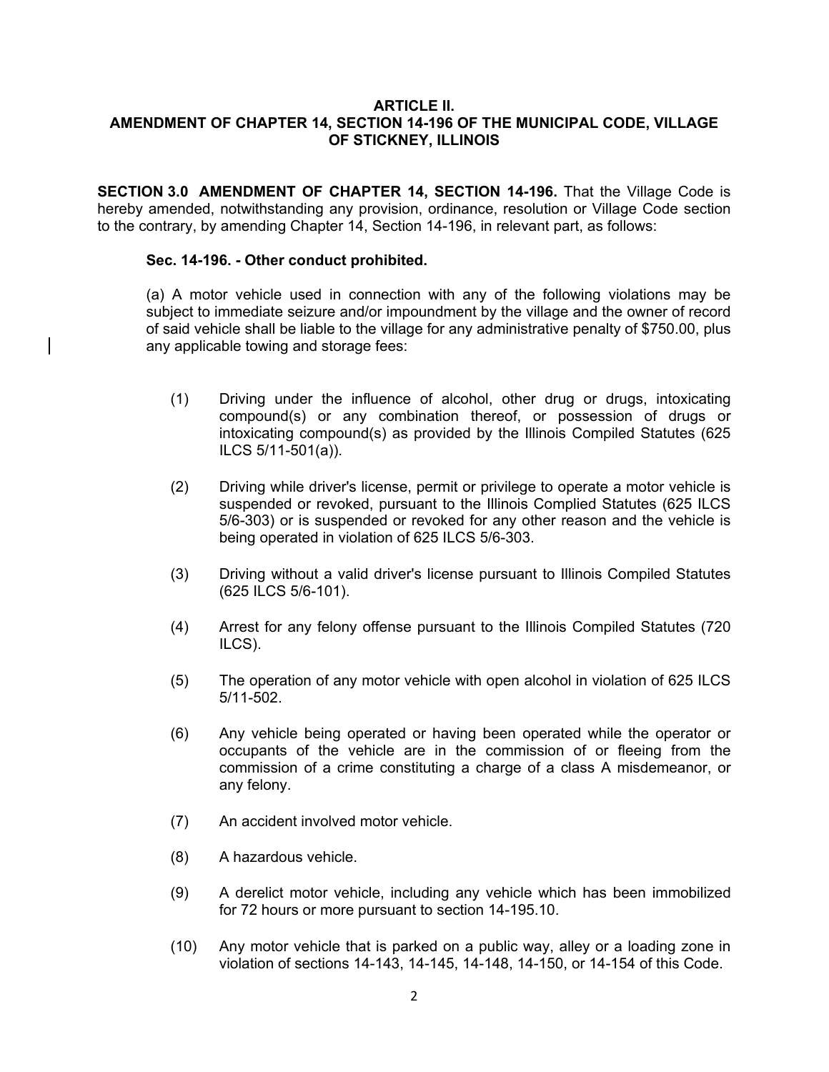**ARTICLE II.**
**AMENDMENT OF CHAPTER 14, SECTION 14-196 OF THE MUNICIPAL CODE, VILLAGE OF STICKNEY, ILLINOIS**

**SECTION 3.0 AMENDMENT OF CHAPTER 14, SECTION 14-196.** That the Village Code is hereby amended, notwithstanding any provision, ordinance, resolution or Village Code section to the contrary, by amending Chapter 14, Section 14-196, in relevant part, as follows:

**Sec. 14-196. - Other conduct prohibited.**

(a) A motor vehicle used in connection with any of the following violations may be subject to immediate seizure and/or impoundment by the village and the owner of record of said vehicle shall be liable to the village for any administrative penalty of $750.00, plus any applicable towing and storage fees:

(1) Driving under the influence of alcohol, other drug or drugs, intoxicating compound(s) or any combination thereof, or possession of drugs or intoxicating compound(s) as provided by the Illinois Compiled Statutes (625 ILCS 5/11-501(a)).

(2) Driving while driver's license, permit or privilege to operate a motor vehicle is suspended or revoked, pursuant to the Illinois Complied Statutes (625 ILCS 5/6-303) or is suspended or revoked for any other reason and the vehicle is being operated in violation of 625 ILCS 5/6-303.

(3) Driving without a valid driver's license pursuant to Illinois Compiled Statutes (625 ILCS 5/6-101).

(4) Arrest for any felony offense pursuant to the Illinois Compiled Statutes (720 ILCS).

(5) The operation of any motor vehicle with open alcohol in violation of 625 ILCS 5/11-502.

(6) Any vehicle being operated or having been operated while the operator or occupants of the vehicle are in the commission of or fleeing from the commission of a crime constituting a charge of a class A misdemeanor, or any felony.

(7) An accident involved motor vehicle.

(8) A hazardous vehicle.

(9) A derelict motor vehicle, including any vehicle which has been immobilized for 72 hours or more pursuant to section 14-195.10.

(10) Any motor vehicle that is parked on a public way, alley or a loading zone in violation of sections 14-143, 14-145, 14-148, 14-150, or 14-154 of this Code.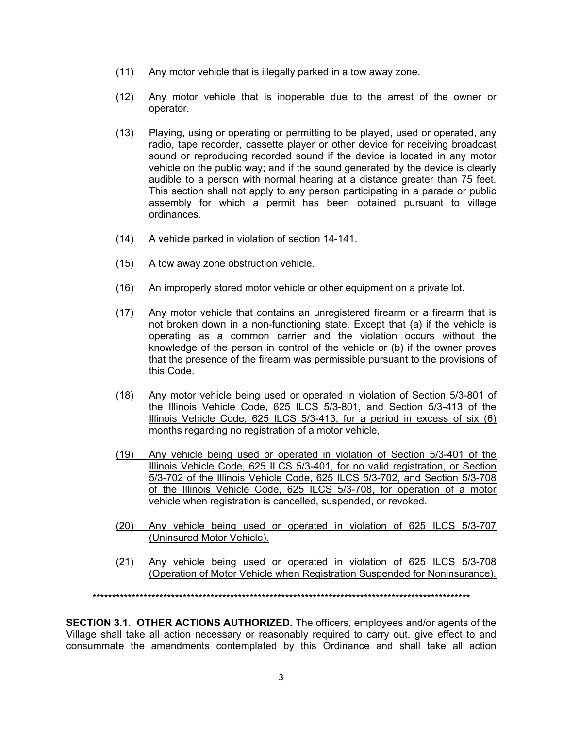(11) Any motor vehicle that is illegally parked in a tow away zone.

(12) Any motor vehicle that is inoperable due to the arrest of the owner or operator.

(13) Playing, using or operating or permitting to be played, used or operated, any radio, tape recorder, cassette player or other device for receiving broadcast sound or reproducing recorded sound if the device is located in any motor vehicle on the public way; and if the sound generated by the device is clearly audible to a person with normal hearing at a distance greater than 75 feet. This section shall not apply to any person participating in a parade or public assembly for which a permit has been obtained pursuant to village ordinances.

(14) A vehicle parked in violation of section 14-141.

(15) A tow away zone obstruction vehicle.

(16) An improperly stored motor vehicle or other equipment on a private lot.

(17) Any motor vehicle that contains an unregistered firearm or a firearm that is not broken down in a non-functioning state. Except that (a) if the vehicle is operating as a common carrier and the violation occurs without the knowledge of the person in control of the vehicle or (b) if the owner proves that the presence of the firearm was permissible pursuant to the provisions of this Code.

<u>(18) Any motor vehicle being used or operated in violation of Section 5/3-801 of the Illinois Vehicle Code, 625 ILCS 5/3-801, and Section 5/3-413 of the Illinois Vehicle Code, 625 ILCS 5/3-413, for a period in excess of six (6) months regarding no registration of a motor vehicle,</u>

<u>(19) Any vehicle being used or operated in violation of Section 5/3-401 of the Illinois Vehicle Code, 625 ILCS 5/3-401, for no valid registration, or Section 5/3-702 of the Illinois Vehicle Code, 625 ILCS 5/3-702, and Section 5/3-708 of the Illinois Vehicle Code, 625 ILCS 5/3-708, for operation of a motor vehicle when registration is cancelled, suspended, or revoked.</u>

<u>(20) Any vehicle being used or operated in violation of 625 ILCS 5/3-707 (Uninsured Motor Vehicle).</u>

<u>(21) Any vehicle being used or operated in violation of 625 ILCS 5/3-708 (Operation of Motor Vehicle when Registration Suspended for Noninsurance).</u>

****************************************************************************************************

**SECTION 3.1. OTHER ACTIONS AUTHORIZED.** The officers, employees and/or agents of the Village shall take all action necessary or reasonably required to carry out, give effect to and consummate the amendments contemplated by this Ordinance and shall take all action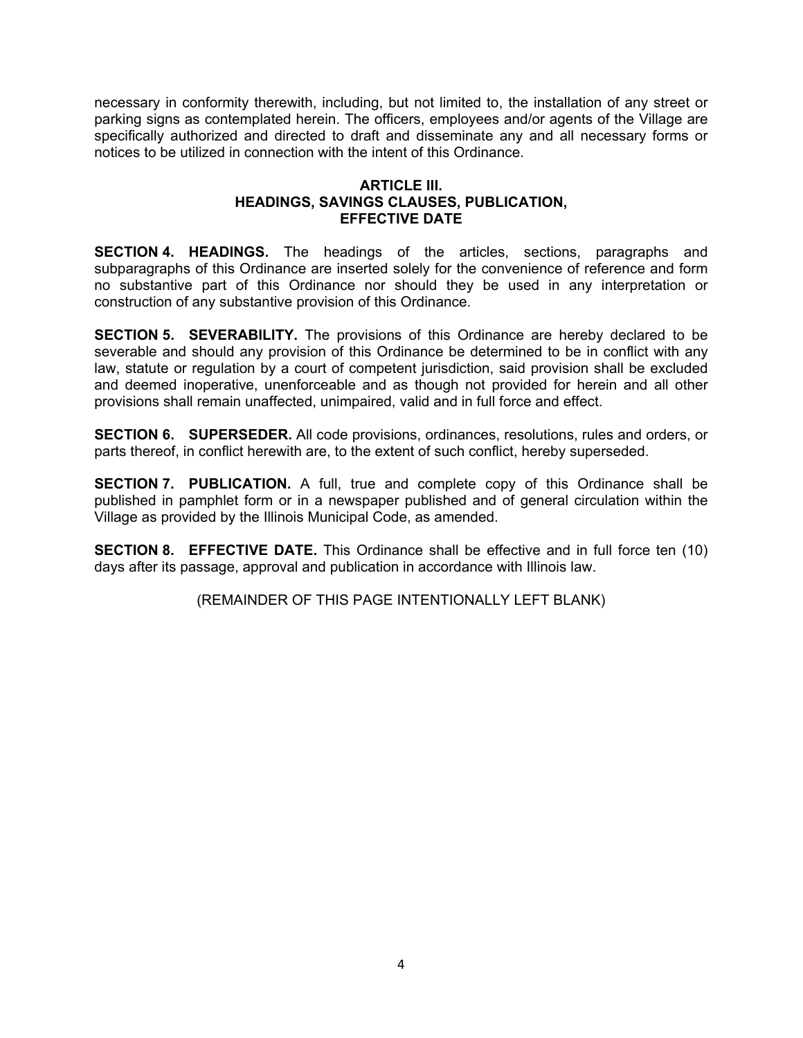necessary in conformity therewith, including, but not limited to, the installation of any street or parking signs as contemplated herein. The officers, employees and/or agents of the Village are specifically authorized and directed to draft and disseminate any and all necessary forms or notices to be utilized in connection with the intent of this Ordinance.

## ARTICLE III.
## HEADINGS, SAVINGS CLAUSES, PUBLICATION, EFFECTIVE DATE

**SECTION 4. HEADINGS.** The headings of the articles, sections, paragraphs and subparagraphs of this Ordinance are inserted solely for the convenience of reference and form no substantive part of this Ordinance nor should they be used in any interpretation or construction of any substantive provision of this Ordinance.

**SECTION 5. SEVERABILITY.** The provisions of this Ordinance are hereby declared to be severable and should any provision of this Ordinance be determined to be in conflict with any law, statute or regulation by a court of competent jurisdiction, said provision shall be excluded and deemed inoperative, unenforceable and as though not provided for herein and all other provisions shall remain unaffected, unimpaired, valid and in full force and effect.

**SECTION 6. SUPERSEDER.** All code provisions, ordinances, resolutions, rules and orders, or parts thereof, in conflict herewith are, to the extent of such conflict, hereby superseded.

**SECTION 7. PUBLICATION.** A full, true and complete copy of this Ordinance shall be published in pamphlet form or in a newspaper published and of general circulation within the Village as provided by the Illinois Municipal Code, as amended.

**SECTION 8. EFFECTIVE DATE.** This Ordinance shall be effective and in full force ten (10) days after its passage, approval and publication in accordance with Illinois law.

(REMAINDER OF THIS PAGE INTENTIONALLY LEFT BLANK)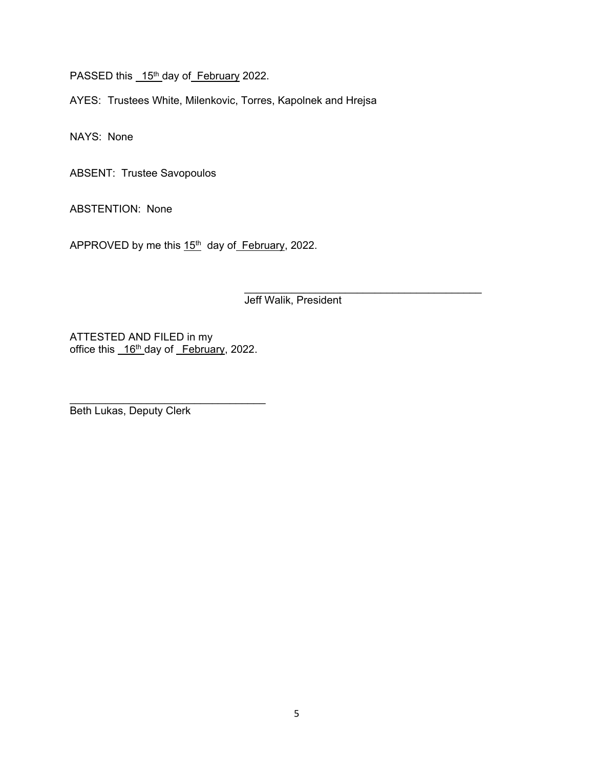PASSED this 15th day of February 2022.

AYES: Trustees White, Milenkovic, Torres, Kapolnek and Hrejsa

NAYS: None

ABSENT: Trustee Savopoulos

ABSTENTION: None

APPROVED by me this 15th day of February, 2022.

\_\_\_\_\_\_\_\_\_\_\_\_\_\_\_\_\_\_\_\_\_\_\_\_\_\_\_\_\_\_\_\_\_\_\_\_\_\_\_\_

Jeff Walik, President

ATTESTED AND FILED in my
office this 16th day of February, 2022.

\_\_\_\_\_\_\_\_\_\_\_\_\_\_\_\_\_\_\_\_\_\_\_\_\_\_\_\_\_\_\_\_\_

Beth Lukas, Deputy Clerk